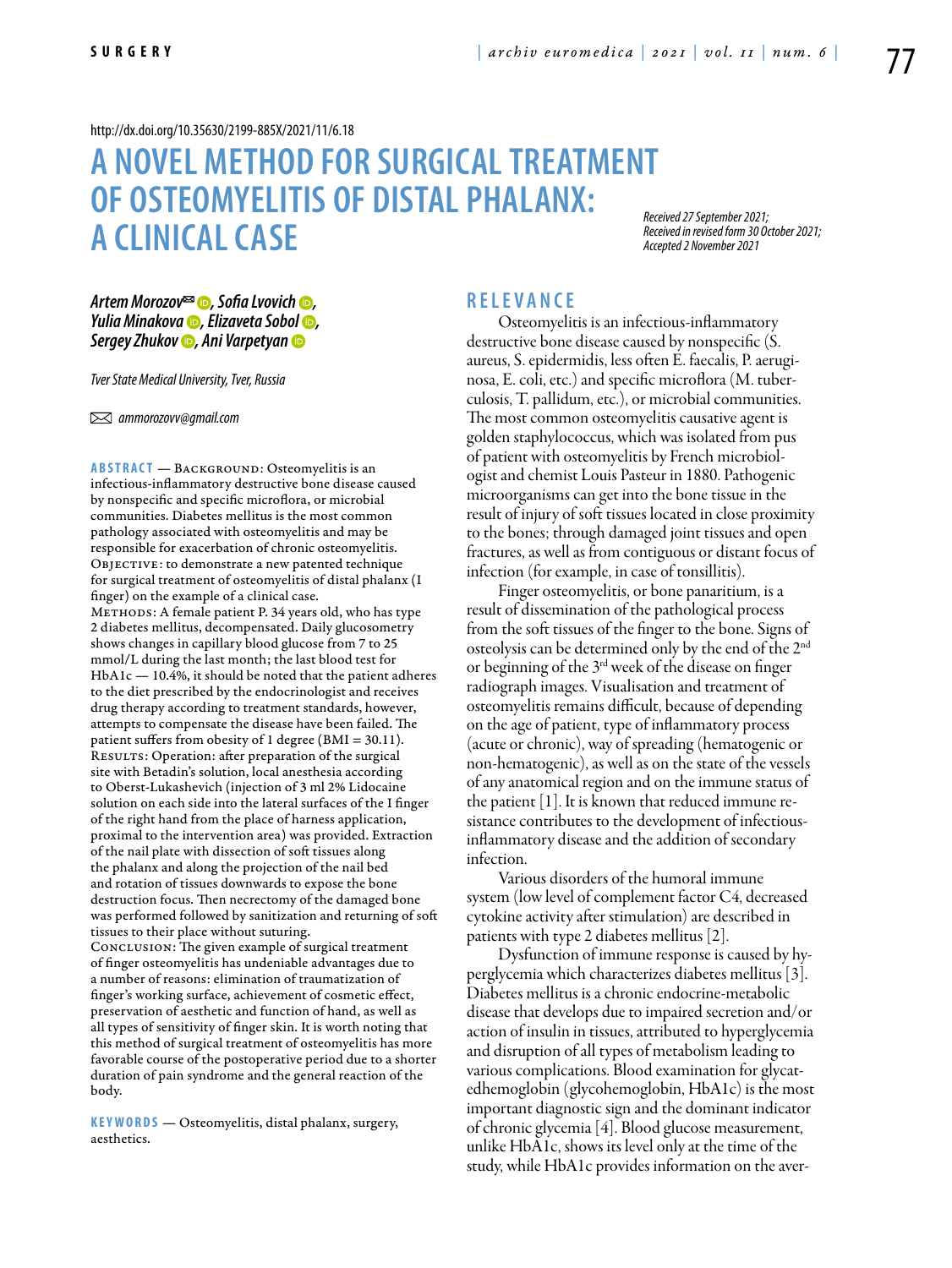http://dx.doi.org/10.35630/2199-885X/2021/11/6.18

# A NOVEL METHOD FOR SURGICAL TREATMENT OF OSTEOMYELITIS OF DISTAL PHALANX: A CLINICAL CASE

*Received 27 September 2021; Received in revised form 30 October 2021; Accepted 2 November 2021*

***Artem Morozov✉, Sofia Lvovich, Yulia Minakova, Elizaveta Sobol, Sergey Zhukov, Ani Varpetyan***

*Tver State Medical University, Tver, Russia*

✉ *ammorozovv@gmail.com*

**ABSTRACT** — Background: Osteomyelitis is an infectious-inflammatory destructive bone disease caused by nonspecific and specific microflora, or microbial communities. Diabetes mellitus is the most common pathology associated with osteomyelitis and may be responsible for exacerbation of chronic osteomyelitis.
Objective: to demonstrate a new patented technique for surgical treatment of osteomyelitis of distal phalanx (I finger) on the example of a clinical case.
Methods: A female patient P. 34 years old, who has type 2 diabetes mellitus, decompensated. Daily glucosometry shows changes in capillary blood glucose from 7 to 25 mmol/L during the last month; the last blood test for HbA1c — 10.4%, it should be noted that the patient adheres to the diet prescribed by the endocrinologist and receives drug therapy according to treatment standards, however, attempts to compensate the disease have been failed. The patient suffers from obesity of 1 degree (BMI = 30.11).
Results: Operation: after preparation of the surgical site with Betadin's solution, local anesthesia according to Oberst-Lukashevich (injection of 3 ml 2% Lidocaine solution on each side into the lateral surfaces of the I finger of the right hand from the place of harness application, proximal to the intervention area) was provided. Extraction of the nail plate with dissection of soft tissues along the phalanx and along the projection of the nail bed and rotation of tissues downwards to expose the bone destruction focus. Then necrectomy of the damaged bone was performed followed by sanitization and returning of soft tissues to their place without suturing.
Conclusion: The given example of surgical treatment of finger osteomyelitis has undeniable advantages due to a number of reasons: elimination of traumatization of finger's working surface, achievement of cosmetic effect, preservation of aesthetic and function of hand, as well as all types of sensitivity of finger skin. It is worth noting that this method of surgical treatment of osteomyelitis has more favorable course of the postoperative period due to a shorter duration of pain syndrome and the general reaction of the body.

**KEYWORDS** — Osteomyelitis, distal phalanx, surgery, aesthetics.

## RELEVANCE

Osteomyelitis is an infectious-inflammatory destructive bone disease caused by nonspecific (S. aureus, S. epidermidis, less often E. faecalis, P. aeruginosa, E. coli, etc.) and specific microflora (M. tuberculosis, T. pallidum, etc.), or microbial communities. The most common osteomyelitis causative agent is golden staphylococcus, which was isolated from pus of patient with osteomyelitis by French microbiologist and chemist Louis Pasteur in 1880. Pathogenic microorganisms can get into the bone tissue in the result of injury of soft tissues located in close proximity to the bones; through damaged joint tissues and open fractures, as well as from contiguous or distant focus of infection (for example, in case of tonsillitis).

Finger osteomyelitis, or bone panaritium, is a result of dissemination of the pathological process from the soft tissues of the finger to the bone. Signs of osteolysis can be determined only by the end of the 2nd or beginning of the 3rd week of the disease on finger radiograph images. Visualisation and treatment of osteomyelitis remains difficult, because of depending on the age of patient, type of inflammatory process (acute or chronic), way of spreading (hematogenic or non-hematogenic), as well as on the state of the vessels of any anatomical region and on the immune status of the patient [1]. It is known that reduced immune resistance contributes to the development of infectious-inflammatory disease and the addition of secondary infection.

Various disorders of the humoral immune system (low level of complement factor C4, decreased cytokine activity after stimulation) are described in patients with type 2 diabetes mellitus [2].

Dysfunction of immune response is caused by hyperglycemia which characterizes diabetes mellitus [3]. Diabetes mellitus is a chronic endocrine-metabolic disease that develops due to impaired secretion and/or action of insulin in tissues, attributed to hyperglycemia and disruption of all types of metabolism leading to various complications. Blood examination for glycatedhemoglobin (glycohemoglobin, HbA1c) is the most important diagnostic sign and the dominant indicator of chronic glycemia [4]. Blood glucose measurement, unlike HbA1c, shows its level only at the time of the study, while HbA1c provides information on the aver-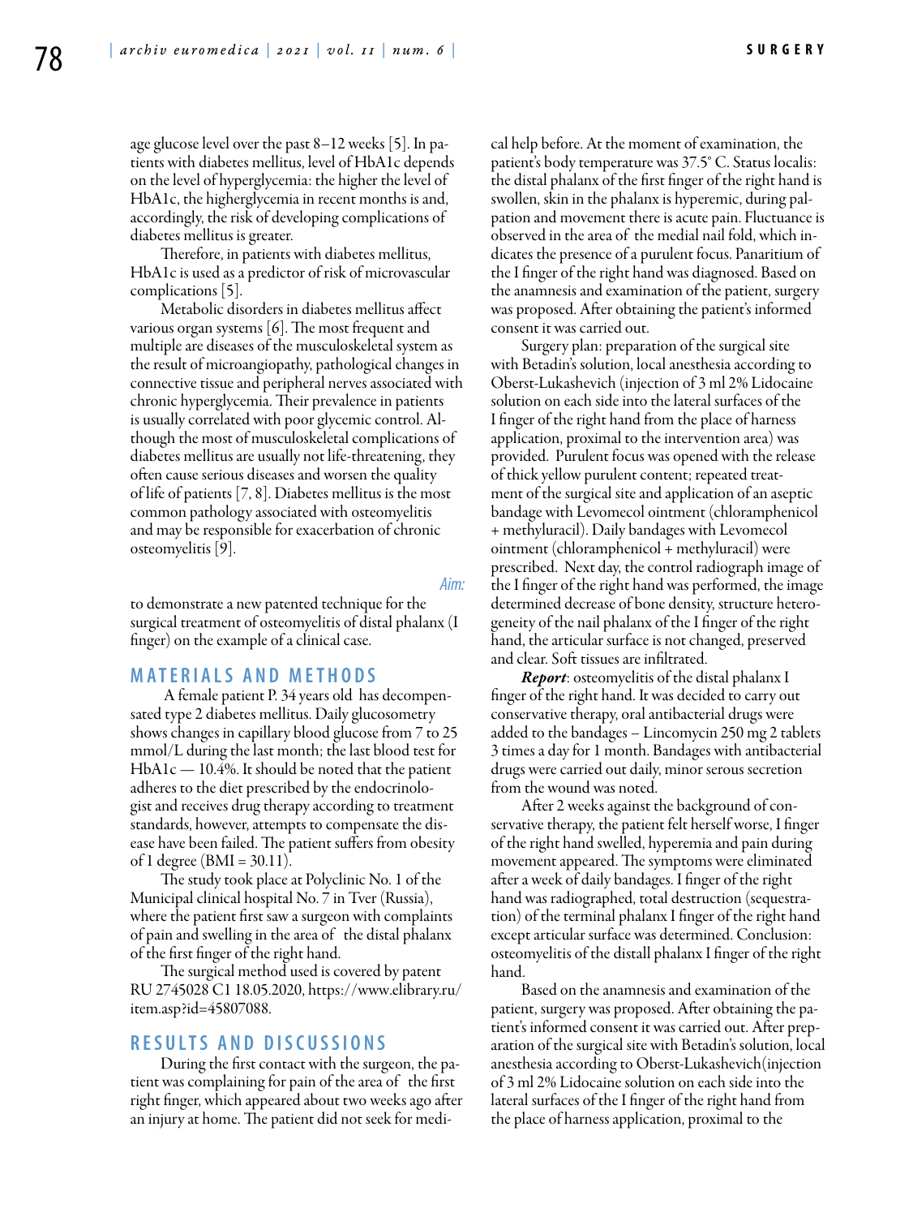age glucose level over the past 8–12 weeks [5]. In patients with diabetes mellitus, level of HbA1c depends on the level of hyperglycemia: the higher the level of HbA1c, the higherglycemia in recent months is and, accordingly, the risk of developing complications of diabetes mellitus is greater.

Therefore, in patients with diabetes mellitus, HbA1c is used as a predictor of risk of microvascular complications [5].

Metabolic disorders in diabetes mellitus affect various organ systems [6]. The most frequent and multiple are diseases of the musculoskeletal system as the result of microangiopathy, pathological changes in connective tissue and peripheral nerves associated with chronic hyperglycemia. Their prevalence in patients is usually correlated with poor glycemic control. Although the most of musculoskeletal complications of diabetes mellitus are usually not life-threatening, they often cause serious diseases and worsen the quality of life of patients [7, 8]. Diabetes mellitus is the most common pathology associated with osteomyelitis and may be responsible for exacerbation of chronic osteomyelitis [9].

*Aim:* to demonstrate a new patented technique for the surgical treatment of osteomyelitis of distal phalanx (I finger) on the example of a clinical case.

## MATERIALS AND METHODS

A female patient P. 34 years old has decompensated type 2 diabetes mellitus. Daily glucosometry shows changes in capillary blood glucose from 7 to 25 mmol/L during the last month; the last blood test for HbA1c — 10.4%. It should be noted that the patient adheres to the diet prescribed by the endocrinologist and receives drug therapy according to treatment standards, however, attempts to compensate the disease have been failed. The patient suffers from obesity of 1 degree (BMI = 30.11).

The study took place at Polyclinic No. 1 of the Municipal clinical hospital No. 7 in Tver (Russia), where the patient first saw a surgeon with complaints of pain and swelling in the area of the distal phalanx of the first finger of the right hand.

The surgical method used is covered by patent RU 2745028 C1 18.05.2020, https://www.elibrary.ru/item.asp?id=45807088.

## RESULTS AND DISCUSSIONS

During the first contact with the surgeon, the patient was complaining for pain of the area of the first right finger, which appeared about two weeks ago after an injury at home. The patient did not seek for medical help before. At the moment of examination, the patient's body temperature was 37.5° C. Status localis: the distal phalanx of the first finger of the right hand is swollen, skin in the phalanx is hyperemic, during palpation and movement there is acute pain. Fluctuance is observed in the area of the medial nail fold, which indicates the presence of a purulent focus. Panaritium of the I finger of the right hand was diagnosed. Based on the anamnesis and examination of the patient, surgery was proposed. After obtaining the patient's informed consent it was carried out.

Surgery plan: preparation of the surgical site with Betadin's solution, local anesthesia according to Oberst-Lukashevich (injection of 3 ml 2% Lidocaine solution on each side into the lateral surfaces of the I finger of the right hand from the place of harness application, proximal to the intervention area) was provided. Purulent focus was opened with the release of thick yellow purulent content; repeated treatment of the surgical site and application of an aseptic bandage with Levomecol ointment (chloramphenicol + methyluracil). Daily bandages with Levomecol ointment (chloramphenicol + methyluracil) were prescribed. Next day, the control radiograph image of the I finger of the right hand was performed, the image determined decrease of bone density, structure heterogeneity of the nail phalanx of the I finger of the right hand, the articular surface is not changed, preserved and clear. Soft tissues are infiltrated.

***Report***: osteomyelitis of the distal phalanx I finger of the right hand. It was decided to carry out conservative therapy, oral antibacterial drugs were added to the bandages – Lincomycin 250 mg 2 tablets 3 times a day for 1 month. Bandages with antibacterial drugs were carried out daily, minor serous secretion from the wound was noted.

After 2 weeks against the background of conservative therapy, the patient felt herself worse, I finger of the right hand swelled, hyperemia and pain during movement appeared. The symptoms were eliminated after a week of daily bandages. I finger of the right hand was radiographed, total destruction (sequestration) of the terminal phalanx I finger of the right hand except articular surface was determined. Conclusion: osteomyelitis of the distall phalanx I finger of the right hand.

Based on the anamnesis and examination of the patient, surgery was proposed. After obtaining the patient's informed consent it was carried out. After preparation of the surgical site with Betadin's solution, local anesthesia according to Oberst-Lukashevich(injection of 3 ml 2% Lidocaine solution on each side into the lateral surfaces of the I finger of the right hand from the place of harness application, proximal to the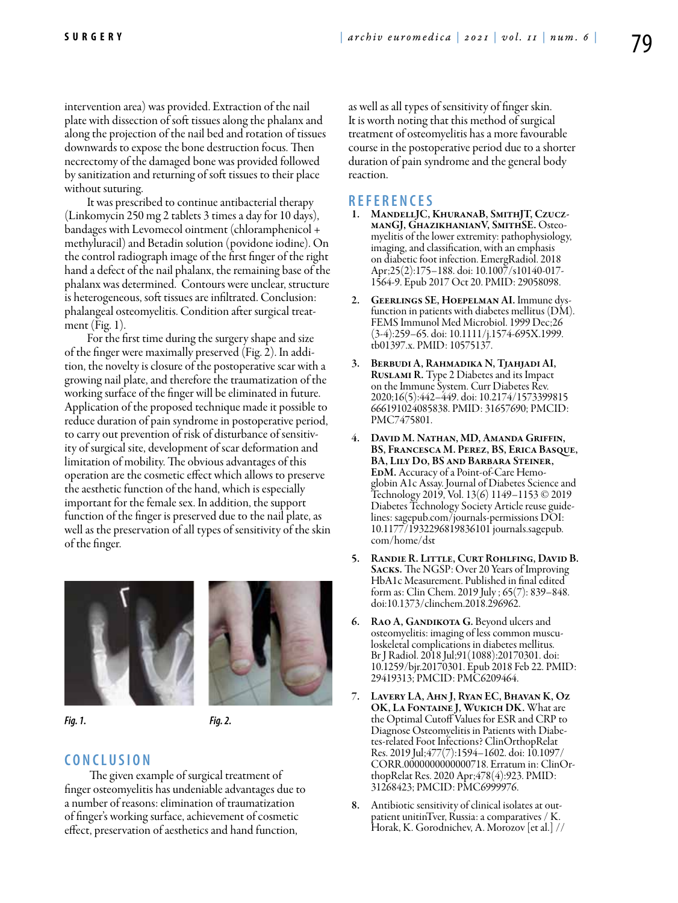intervention area) was provided. Extraction of the nail plate with dissection of soft tissues along the phalanx and along the projection of the nail bed and rotation of tissues downwards to expose the bone destruction focus. Then necrectomy of the damaged bone was provided followed by sanitization and returning of soft tissues to their place without suturing.

It was prescribed to continue antibacterial therapy (Linkomycin 250 mg 2 tablets 3 times a day for 10 days), bandages with Levomecol ointment (chloramphenicol + methyluracil) and Betadin solution (povidone iodine). On the control radiograph image of the first finger of the right hand a defect of the nail phalanx, the remaining base of the phalanx was determined. Contours were unclear, structure is heterogeneous, soft tissues are infiltrated. Conclusion: phalangeal osteomyelitis. Condition after surgical treatment (Fig. 1).

For the first time during the surgery shape and size of the finger were maximally preserved (Fig. 2). In addition, the novelty is closure of the postoperative scar with a growing nail plate, and therefore the traumatization of the working surface of the finger will be eliminated in future. Application of the proposed technique made it possible to reduce duration of pain syndrome in postoperative period, to carry out prevention of risk of disturbance of sensitivity of surgical site, development of scar deformation and limitation of mobility. The obvious advantages of this operation are the cosmetic effect which allows to preserve the aesthetic function of the hand, which is especially important for the female sex. In addition, the support function of the finger is preserved due to the nail plate, as well as the preservation of all types of sensitivity of the skin of the finger.

*Fig. 1.*

*Fig. 2.*

## CONCLUSION

The given example of surgical treatment of finger osteomyelitis has undeniable advantages due to a number of reasons: elimination of traumatization of finger's working surface, achievement of cosmetic effect, preservation of aesthetics and hand function, as well as all types of sensitivity of finger skin. It is worth noting that this method of surgical treatment of osteomyelitis has a more favourable course in the postoperative period due to a shorter duration of pain syndrome and the general body reaction.

## REFERENCES

1. **MandellJC, KhuranaB, SmithJT, CzuczmanGJ, GhazikhanianV, SmithSE.** Osteomyelitis of the lower extremity: pathophysiology, imaging, and classification, with an emphasis on diabetic foot infection. EmergRadiol. 2018 Apr;25(2):175–188. doi: 10.1007/s10140-017-1564-9. Epub 2017 Oct 20. PMID: 29058098.
2. **Geerlings SE, Hoepelman AI.** Immune dysfunction in patients with diabetes mellitus (DM). FEMS Immunol Med Microbiol. 1999 Dec;26 (3-4):259–65. doi: 10.1111/j.1574-695X.1999.tb01397.x. PMID: 10575137.
3. **Berbudi A, Rahmadika N, Tjahjadi AI, Ruslami R.** Type 2 Diabetes and its Impact on the Immune System. Curr Diabetes Rev. 2020;16(5):442–449. doi: 10.2174/1573399815666191024085838. PMID: 31657690; PMCID: PMC7475801.
4. **David M. Nathan, MD, Amanda Griffin, BS, Francesca M. Perez, BS, Erica Basque, BA, Lily Do, BS and Barbara Steiner, EdM.** Accuracy of a Point-of-Care Hemoglobin A1c Assay. Journal of Diabetes Science and Technology 2019, Vol. 13(6) 1149–1153 © 2019 Diabetes Technology Society Article reuse guidelines: sagepub.com/journals-permissions DOI: 10.1177/1932296819836101 journals.sagepub.com/home/dst
5. **Randie R. Little, Curt Rohlfing, David B. Sacks.** The NGSP: Over 20 Years of Improving HbA1c Measurement. Published in final edited form as: Clin Chem. 2019 July ; 65(7): 839–848. doi:10.1373/clinchem.2018.296962.
6. **Rao A, Gandikota G.** Beyond ulcers and osteomyelitis: imaging of less common musculoskeletal complications in diabetes mellitus. Br J Radiol. 2018 Jul;91(1088):20170301. doi: 10.1259/bjr.20170301. Epub 2018 Feb 22. PMID: 29419313; PMCID: PMC6209464.
7. **Lavery LA, Ahn J, Ryan EC, Bhavan K, Oz OK, La Fontaine J, Wukich DK.** What are the Optimal Cutoff Values for ESR and CRP to Diagnose Osteomyelitis in Patients with Diabetes-related Foot Infections? ClinOrthopRelat Res. 2019 Jul;477(7):1594–1602. doi: 10.1097/CORR.0000000000000718. Erratum in: ClinOrthopRelat Res. 2020 Apr;478(4):923. PMID: 31268423; PMCID: PMC6999976.
8. Antibiotic sensitivity of clinical isolates at outpatient unitinTver, Russia: a comparatives / K. Horak, K. Gorodnichev, A. Morozov [et al.] //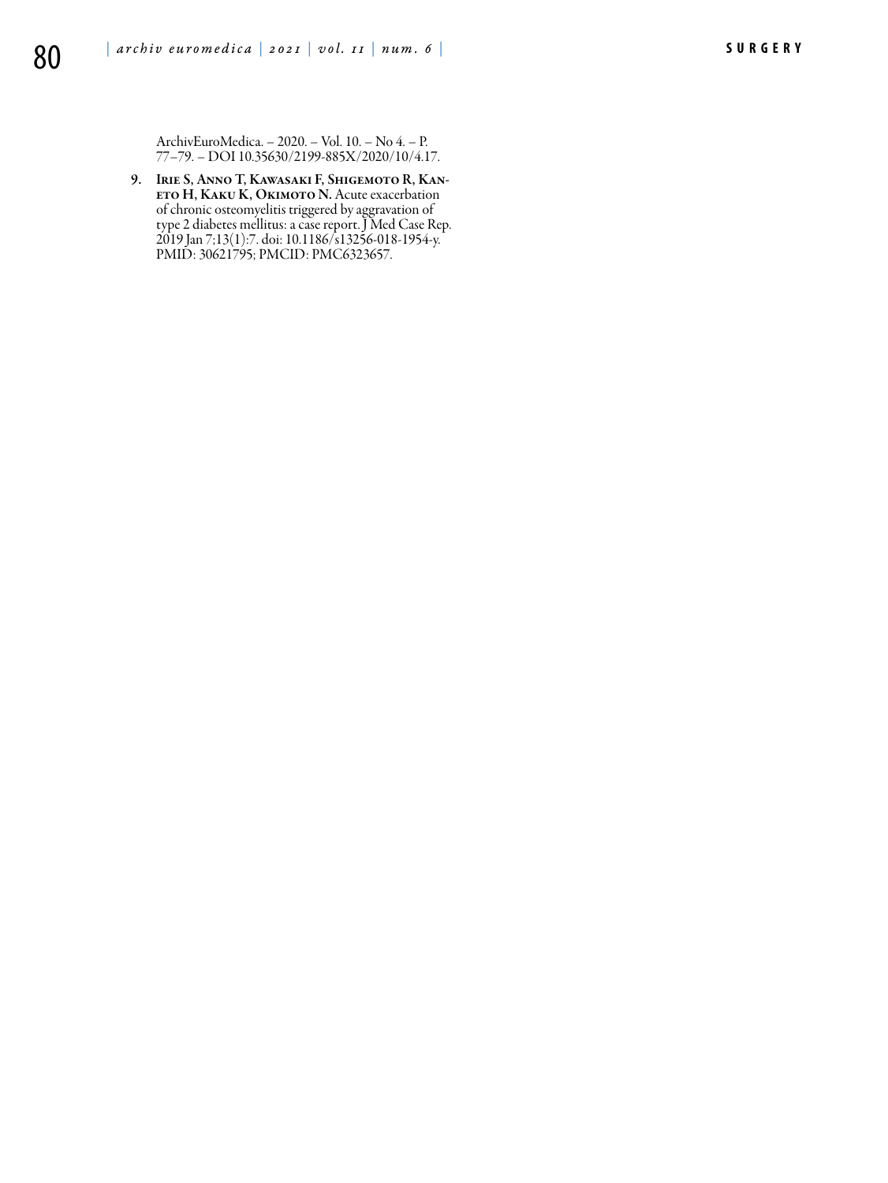ArchivEuroMedica. – 2020. – Vol. 10. – No 4. – P. 77–79. – DOI 10.35630/2199-885X/2020/10/4.17.

9. **Irie S, Anno T, Kawasaki F, Shigemoto R, Kaneto H, Kaku K, Okimoto N.** Acute exacerbation of chronic osteomyelitis triggered by aggravation of type 2 diabetes mellitus: a case report. J Med Case Rep. 2019 Jan 7;13(1):7. doi: 10.1186/s13256-018-1954-y. PMID: 30621795; PMCID: PMC6323657.